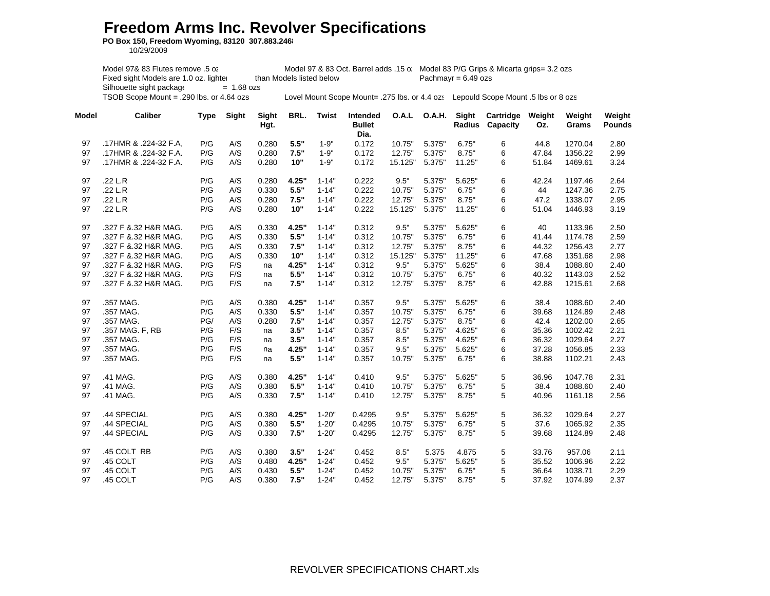# Freedom Arms Inc. Revolver Specifications

**PO Box 150, Freedom Wyoming, 83120 307.883.246**

10/29/2009

Model 97& 83 Flutes remove .5 oz    Model 97 & 83 Oct. Barrel adds .15 oz    Model 83 P/G Grips & Micarta grips= 3.2 ozs

Fixed sight Models are 1.0 oz. lighter than Models listed below    Pachmayr = 6.49 ozs

Silhouette sight package = 1.68 ozs

TSOB Scope Mount = .290 lbs. or 4.64 ozs    Lovel Mount Scope Mount= .275 lbs. or 4.4 ozs    Lepould Scope Mount .5 lbs or 8 ozs

| Model | Caliber | Type | Sight | Sight Hgt. | BRL. | Twist | Intended Bullet Dia. | O.A.L | O.A.H. | Sight Radius | Cartridge Capacity | Weight Oz. | Weight Grams | Weight Pounds |
|---|---|---|---|---|---|---|---|---|---|---|---|---|---|---|
| 97 | .17HMR & .224-32 F.A. | P/G | A/S | 0.280 | **5.5"** | 1-9" | 0.172 | 10.75" | 5.375" | 6.75" | 6 | 44.8 | 1270.04 | 2.80 |
| 97 | .17HMR & .224-32 F.A. | P/G | A/S | 0.280 | **7.5"** | 1-9" | 0.172 | 12.75" | 5.375" | 8.75" | 6 | 47.84 | 1356.22 | 2.99 |
| 97 | .17HMR & .224-32 F.A. | P/G | A/S | 0.280 | **10"** | 1-9" | 0.172 | 15.125" | 5.375" | 11.25" | 6 | 51.84 | 1469.61 | 3.24 |
| | | | | | | | | | | | | | | |
| 97 | .22 L.R | P/G | A/S | 0.280 | **4.25"** | 1-14" | 0.222 | 9.5" | 5.375" | 5.625" | 6 | 42.24 | 1197.46 | 2.64 |
| 97 | .22 L.R | P/G | A/S | 0.330 | **5.5"** | 1-14" | 0.222 | 10.75" | 5.375" | 6.75" | 6 | 44 | 1247.36 | 2.75 |
| 97 | .22 L.R | P/G | A/S | 0.280 | **7.5"** | 1-14" | 0.222 | 12.75" | 5.375" | 8.75" | 6 | 47.2 | 1338.07 | 2.95 |
| 97 | .22 L.R | P/G | A/S | 0.280 | **10"** | 1-14" | 0.222 | 15.125" | 5.375" | 11.25" | 6 | 51.04 | 1446.93 | 3.19 |
| | | | | | | | | | | | | | | |
| 97 | .327 F &.32 H&R MAG. | P/G | A/S | 0.330 | **4.25"** | 1-14" | 0.312 | 9.5" | 5.375" | 5.625" | 6 | 40 | 1133.96 | 2.50 |
| 97 | .327 F &.32 H&R MAG. | P/G | A/S | 0.330 | **5.5"** | 1-14" | 0.312 | 10.75" | 5.375" | 6.75" | 6 | 41.44 | 1174.78 | 2.59 |
| 97 | .327 F &.32 H&R MAG. | P/G | A/S | 0.330 | **7.5"** | 1-14" | 0.312 | 12.75" | 5.375" | 8.75" | 6 | 44.32 | 1256.43 | 2.77 |
| 97 | .327 F &.32 H&R MAG. | P/G | A/S | 0.330 | **10"** | 1-14" | 0.312 | 15.125" | 5.375" | 11.25" | 6 | 47.68 | 1351.68 | 2.98 |
| 97 | .327 F &.32 H&R MAG. | P/G | F/S | na | **4.25"** | 1-14" | 0.312 | 9.5" | 5.375" | 5.625" | 6 | 38.4 | 1088.60 | 2.40 |
| 97 | .327 F &.32 H&R MAG. | P/G | F/S | na | **5.5"** | 1-14" | 0.312 | 10.75" | 5.375" | 6.75" | 6 | 40.32 | 1143.03 | 2.52 |
| 97 | .327 F &.32 H&R MAG. | P/G | F/S | na | **7.5"** | 1-14" | 0.312 | 12.75" | 5.375" | 8.75" | 6 | 42.88 | 1215.61 | 2.68 |
| | | | | | | | | | | | | | | |
| 97 | .357 MAG. | P/G | A/S | 0.380 | **4.25"** | 1-14" | 0.357 | 9.5" | 5.375" | 5.625" | 6 | 38.4 | 1088.60 | 2.40 |
| 97 | .357 MAG. | P/G | A/S | 0.330 | **5.5"** | 1-14" | 0.357 | 10.75" | 5.375" | 6.75" | 6 | 39.68 | 1124.89 | 2.48 |
| 97 | .357 MAG. | PG/ | A/S | 0.280 | **7.5"** | 1-14" | 0.357 | 12.75" | 5.375" | 8.75" | 6 | 42.4 | 1202.00 | 2.65 |
| 97 | .357 MAG. F, RB | P/G | F/S | na | **3.5"** | 1-14" | 0.357 | 8.5" | 5.375" | 4.625" | 6 | 35.36 | 1002.42 | 2.21 |
| 97 | .357 MAG. | P/G | F/S | na | **3.5"** | 1-14" | 0.357 | 8.5" | 5.375" | 4.625" | 6 | 36.32 | 1029.64 | 2.27 |
| 97 | .357 MAG. | P/G | F/S | na | **4.25"** | 1-14" | 0.357 | 9.5" | 5.375" | 5.625" | 6 | 37.28 | 1056.85 | 2.33 |
| 97 | .357 MAG. | P/G | F/S | na | **5.5"** | 1-14" | 0.357 | 10.75" | 5.375" | 6.75" | 6 | 38.88 | 1102.21 | 2.43 |
| | | | | | | | | | | | | | | |
| 97 | .41 MAG. | P/G | A/S | 0.380 | **4.25"** | 1-14" | 0.410 | 9.5" | 5.375" | 5.625" | 5 | 36.96 | 1047.78 | 2.31 |
| 97 | .41 MAG. | P/G | A/S | 0.380 | **5.5"** | 1-14" | 0.410 | 10.75" | 5.375" | 6.75" | 5 | 38.4 | 1088.60 | 2.40 |
| 97 | .41 MAG. | P/G | A/S | 0.330 | **7.5"** | 1-14" | 0.410 | 12.75" | 5.375" | 8.75" | 5 | 40.96 | 1161.18 | 2.56 |
| | | | | | | | | | | | | | | |
| 97 | .44 SPECIAL | P/G | A/S | 0.380 | **4.25"** | 1-20" | 0.4295 | 9.5" | 5.375" | 5.625" | 5 | 36.32 | 1029.64 | 2.27 |
| 97 | .44 SPECIAL | P/G | A/S | 0.380 | **5.5"** | 1-20" | 0.4295 | 10.75" | 5.375" | 6.75" | 5 | 37.6 | 1065.92 | 2.35 |
| 97 | .44 SPECIAL | P/G | A/S | 0.330 | **7.5"** | 1-20" | 0.4295 | 12.75" | 5.375" | 8.75" | 5 | 39.68 | 1124.89 | 2.48 |
| | | | | | | | | | | | | | | |
| 97 | .45 COLT RB | P/G | A/S | 0.380 | **3.5"** | 1-24" | 0.452 | 8.5" | 5.375 | 4.875 | 5 | 33.76 | 957.06 | 2.11 |
| 97 | .45 COLT | P/G | A/S | 0.480 | **4.25"** | 1-24" | 0.452 | 9.5" | 5.375" | 5.625" | 5 | 35.52 | 1006.96 | 2.22 |
| 97 | .45 COLT | P/G | A/S | 0.430 | **5.5"** | 1-24" | 0.452 | 10.75" | 5.375" | 6.75" | 5 | 36.64 | 1038.71 | 2.29 |
| 97 | .45 COLT | P/G | A/S | 0.380 | **7.5"** | 1-24" | 0.452 | 12.75" | 5.375" | 8.75" | 5 | 37.92 | 1074.99 | 2.37 |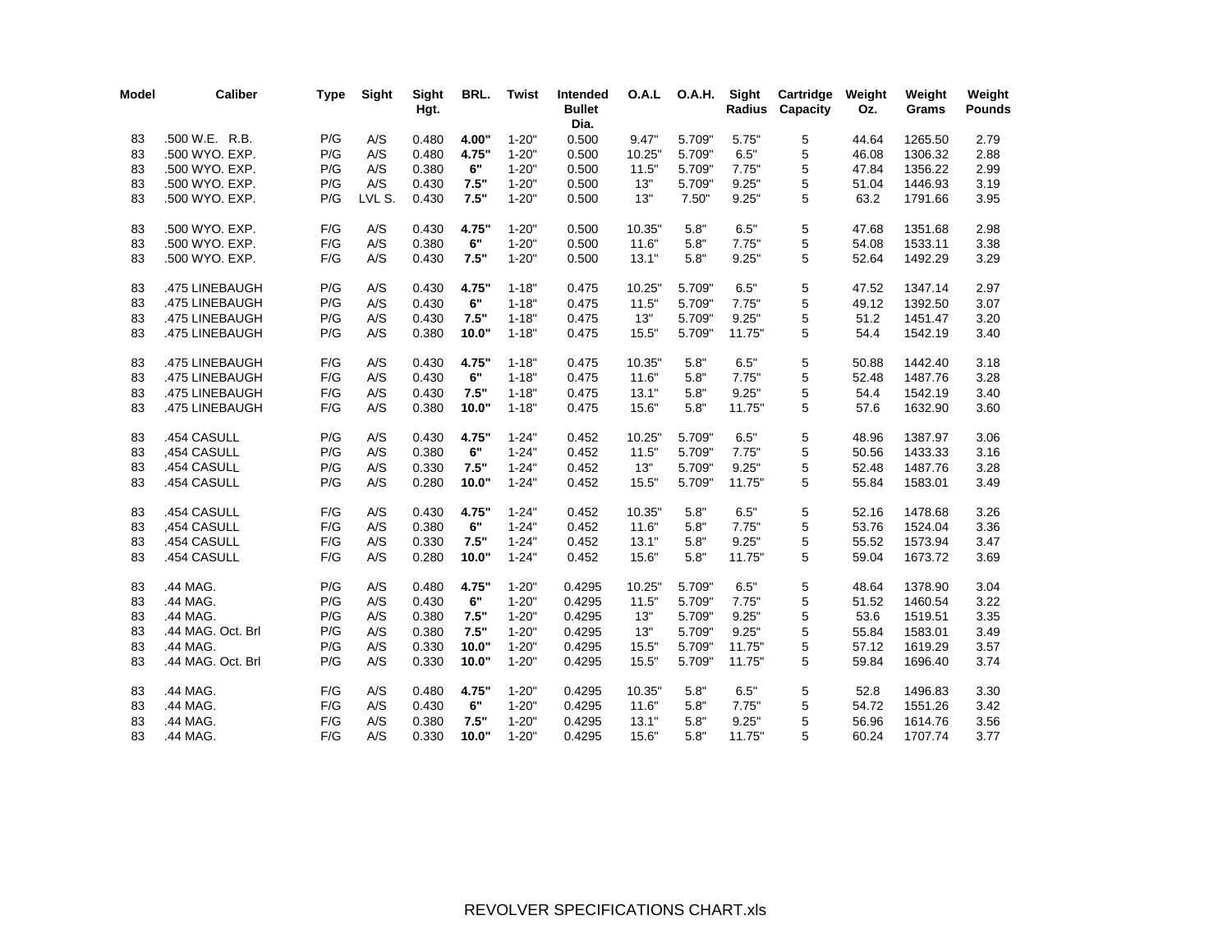| Model | Caliber | Type | Sight | Sight Hgt. | BRL. | Twist | Intended Bullet Dia. | O.A.L | O.A.H. | Sight Radius | Cartridge Capacity | Weight Oz. | Weight Grams | Weight Pounds |
|---|---|---|---|---|---|---|---|---|---|---|---|---|---|---|
| 83 | .500 W.E. R.B. | P/G | A/S | 0.480 | **4.00"** | 1-20" | 0.500 | 9.47" | 5.709" | 5.75" | 5 | 44.64 | 1265.50 | 2.79 |
| 83 | .500 WYO. EXP. | P/G | A/S | 0.480 | **4.75"** | 1-20" | 0.500 | 10.25" | 5.709" | 6.5" | 5 | 46.08 | 1306.32 | 2.88 |
| 83 | .500 WYO. EXP. | P/G | A/S | 0.380 | **6"** | 1-20" | 0.500 | 11.5" | 5.709" | 7.75" | 5 | 47.84 | 1356.22 | 2.99 |
| 83 | .500 WYO. EXP. | P/G | A/S | 0.430 | **7.5"** | 1-20" | 0.500 | 13" | 5.709" | 9.25" | 5 | 51.04 | 1446.93 | 3.19 |
| 83 | .500 WYO. EXP. | P/G | LVL S. | 0.430 | **7.5"** | 1-20" | 0.500 | 13" | 7.50" | 9.25" | 5 | 63.2 | 1791.66 | 3.95 |
| | | | | | | | | | | | | | | |
| 83 | .500 WYO. EXP. | F/G | A/S | 0.430 | **4.75"** | 1-20" | 0.500 | 10.35" | 5.8" | 6.5" | 5 | 47.68 | 1351.68 | 2.98 |
| 83 | .500 WYO. EXP. | F/G | A/S | 0.380 | **6"** | 1-20" | 0.500 | 11.6" | 5.8" | 7.75" | 5 | 54.08 | 1533.11 | 3.38 |
| 83 | .500 WYO. EXP. | F/G | A/S | 0.430 | **7.5"** | 1-20" | 0.500 | 13.1" | 5.8" | 9.25" | 5 | 52.64 | 1492.29 | 3.29 |
| | | | | | | | | | | | | | | |
| 83 | .475 LINEBAUGH | P/G | A/S | 0.430 | **4.75"** | 1-18" | 0.475 | 10.25" | 5.709" | 6.5" | 5 | 47.52 | 1347.14 | 2.97 |
| 83 | .475 LINEBAUGH | P/G | A/S | 0.430 | **6"** | 1-18" | 0.475 | 11.5" | 5.709" | 7.75" | 5 | 49.12 | 1392.50 | 3.07 |
| 83 | .475 LINEBAUGH | P/G | A/S | 0.430 | **7.5"** | 1-18" | 0.475 | 13" | 5.709" | 9.25" | 5 | 51.2 | 1451.47 | 3.20 |
| 83 | .475 LINEBAUGH | P/G | A/S | 0.380 | **10.0"** | 1-18" | 0.475 | 15.5" | 5.709" | 11.75" | 5 | 54.4 | 1542.19 | 3.40 |
| | | | | | | | | | | | | | | |
| 83 | .475 LINEBAUGH | F/G | A/S | 0.430 | **4.75"** | 1-18" | 0.475 | 10.35" | 5.8" | 6.5" | 5 | 50.88 | 1442.40 | 3.18 |
| 83 | .475 LINEBAUGH | F/G | A/S | 0.430 | **6"** | 1-18" | 0.475 | 11.6" | 5.8" | 7.75" | 5 | 52.48 | 1487.76 | 3.28 |
| 83 | .475 LINEBAUGH | F/G | A/S | 0.430 | **7.5"** | 1-18" | 0.475 | 13.1" | 5.8" | 9.25" | 5 | 54.4 | 1542.19 | 3.40 |
| 83 | .475 LINEBAUGH | F/G | A/S | 0.380 | **10.0"** | 1-18" | 0.475 | 15.6" | 5.8" | 11.75" | 5 | 57.6 | 1632.90 | 3.60 |
| | | | | | | | | | | | | | | |
| 83 | .454 CASULL | P/G | A/S | 0.430 | **4.75"** | 1-24" | 0.452 | 10.25" | 5.709" | 6.5" | 5 | 48.96 | 1387.97 | 3.06 |
| 83 | ,454 CASULL | P/G | A/S | 0.380 | **6"** | 1-24" | 0.452 | 11.5" | 5.709" | 7.75" | 5 | 50.56 | 1433.33 | 3.16 |
| 83 | .454 CASULL | P/G | A/S | 0.330 | **7.5"** | 1-24" | 0.452 | 13" | 5.709" | 9.25" | 5 | 52.48 | 1487.76 | 3.28 |
| 83 | .454 CASULL | P/G | A/S | 0.280 | **10.0"** | 1-24" | 0.452 | 15.5" | 5.709" | 11.75" | 5 | 55.84 | 1583.01 | 3.49 |
| | | | | | | | | | | | | | | |
| 83 | .454 CASULL | F/G | A/S | 0.430 | **4.75"** | 1-24" | 0.452 | 10.35" | 5.8" | 6.5" | 5 | 52.16 | 1478.68 | 3.26 |
| 83 | ,454 CASULL | F/G | A/S | 0.380 | **6"** | 1-24" | 0.452 | 11.6" | 5.8" | 7.75" | 5 | 53.76 | 1524.04 | 3.36 |
| 83 | .454 CASULL | F/G | A/S | 0.330 | **7.5"** | 1-24" | 0.452 | 13.1" | 5.8" | 9.25" | 5 | 55.52 | 1573.94 | 3.47 |
| 83 | .454 CASULL | F/G | A/S | 0.280 | **10.0"** | 1-24" | 0.452 | 15.6" | 5.8" | 11.75" | 5 | 59.04 | 1673.72 | 3.69 |
| | | | | | | | | | | | | | | |
| 83 | .44 MAG. | P/G | A/S | 0.480 | **4.75"** | 1-20" | 0.4295 | 10.25" | 5.709" | 6.5" | 5 | 48.64 | 1378.90 | 3.04 |
| 83 | .44 MAG. | P/G | A/S | 0.430 | **6"** | 1-20" | 0.4295 | 11.5" | 5.709" | 7.75" | 5 | 51.52 | 1460.54 | 3.22 |
| 83 | .44 MAG. | P/G | A/S | 0.380 | **7.5"** | 1-20" | 0.4295 | 13" | 5.709" | 9.25" | 5 | 53.6 | 1519.51 | 3.35 |
| 83 | .44 MAG. Oct. Brl | P/G | A/S | 0.380 | **7.5"** | 1-20" | 0.4295 | 13" | 5.709" | 9.25" | 5 | 55.84 | 1583.01 | 3.49 |
| 83 | .44 MAG. | P/G | A/S | 0.330 | **10.0"** | 1-20" | 0.4295 | 15.5" | 5.709" | 11.75" | 5 | 57.12 | 1619.29 | 3.57 |
| 83 | .44 MAG. Oct. Brl | P/G | A/S | 0.330 | **10.0"** | 1-20" | 0.4295 | 15.5" | 5.709" | 11.75" | 5 | 59.84 | 1696.40 | 3.74 |
| | | | | | | | | | | | | | | |
| 83 | .44 MAG. | F/G | A/S | 0.480 | **4.75"** | 1-20" | 0.4295 | 10.35" | 5.8" | 6.5" | 5 | 52.8 | 1496.83 | 3.30 |
| 83 | .44 MAG. | F/G | A/S | 0.430 | **6"** | 1-20" | 0.4295 | 11.6" | 5.8" | 7.75" | 5 | 54.72 | 1551.26 | 3.42 |
| 83 | .44 MAG. | F/G | A/S | 0.380 | **7.5"** | 1-20" | 0.4295 | 13.1" | 5.8" | 9.25" | 5 | 56.96 | 1614.76 | 3.56 |
| 83 | .44 MAG. | F/G | A/S | 0.330 | **10.0"** | 1-20" | 0.4295 | 15.6" | 5.8" | 11.75" | 5 | 60.24 | 1707.74 | 3.77 |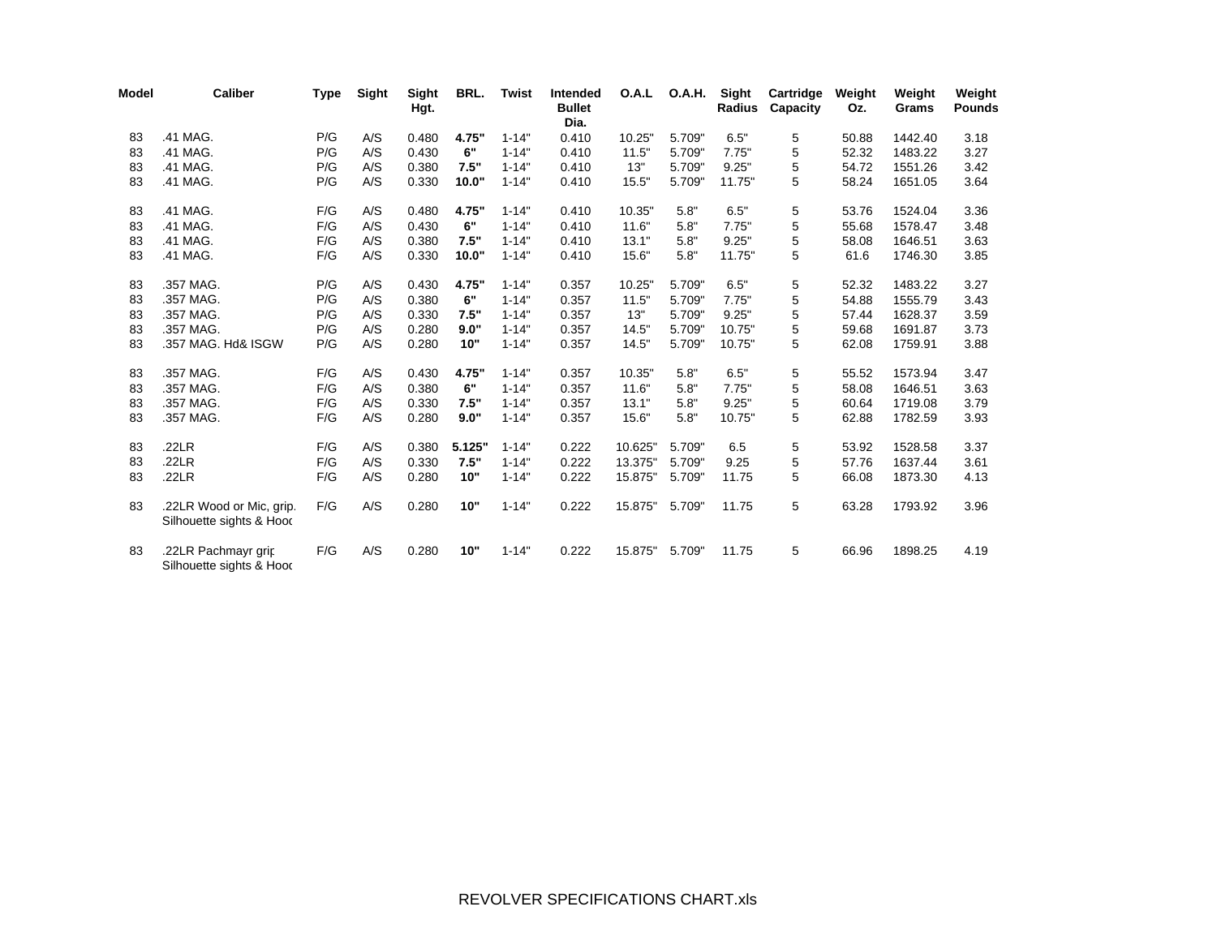| Model | Caliber | Type | Sight | Sight Hgt. | BRL. | Twist | Intended Bullet Dia. | O.A.L | O.A.H. | Sight Radius | Cartridge Capacity | Weight Oz. | Weight Grams | Weight Pounds |
|---|---|---|---|---|---|---|---|---|---|---|---|---|---|---|
| 83 | .41 MAG. | P/G | A/S | 0.480 | **4.75"** | 1-14" | 0.410 | 10.25" | 5.709" | 6.5" | 5 | 50.88 | 1442.40 | 3.18 |
| 83 | .41 MAG. | P/G | A/S | 0.430 | **6"** | 1-14" | 0.410 | 11.5" | 5.709" | 7.75" | 5 | 52.32 | 1483.22 | 3.27 |
| 83 | .41 MAG. | P/G | A/S | 0.380 | **7.5"** | 1-14" | 0.410 | 13" | 5.709" | 9.25" | 5 | 54.72 | 1551.26 | 3.42 |
| 83 | .41 MAG. | P/G | A/S | 0.330 | **10.0"** | 1-14" | 0.410 | 15.5" | 5.709" | 11.75" | 5 | 58.24 | 1651.05 | 3.64 |
| | | | | | | | | | | | | | | |
| 83 | .41 MAG. | F/G | A/S | 0.480 | **4.75"** | 1-14" | 0.410 | 10.35" | 5.8" | 6.5" | 5 | 53.76 | 1524.04 | 3.36 |
| 83 | .41 MAG. | F/G | A/S | 0.430 | **6"** | 1-14" | 0.410 | 11.6" | 5.8" | 7.75" | 5 | 55.68 | 1578.47 | 3.48 |
| 83 | .41 MAG. | F/G | A/S | 0.380 | **7.5"** | 1-14" | 0.410 | 13.1" | 5.8" | 9.25" | 5 | 58.08 | 1646.51 | 3.63 |
| 83 | .41 MAG. | F/G | A/S | 0.330 | **10.0"** | 1-14" | 0.410 | 15.6" | 5.8" | 11.75" | 5 | 61.6 | 1746.30 | 3.85 |
| | | | | | | | | | | | | | | |
| 83 | .357 MAG. | P/G | A/S | 0.430 | **4.75"** | 1-14" | 0.357 | 10.25" | 5.709" | 6.5" | 5 | 52.32 | 1483.22 | 3.27 |
| 83 | .357 MAG. | P/G | A/S | 0.380 | **6"** | 1-14" | 0.357 | 11.5" | 5.709" | 7.75" | 5 | 54.88 | 1555.79 | 3.43 |
| 83 | .357 MAG. | P/G | A/S | 0.330 | **7.5"** | 1-14" | 0.357 | 13" | 5.709" | 9.25" | 5 | 57.44 | 1628.37 | 3.59 |
| 83 | .357 MAG. | P/G | A/S | 0.280 | **9.0"** | 1-14" | 0.357 | 14.5" | 5.709" | 10.75" | 5 | 59.68 | 1691.87 | 3.73 |
| 83 | .357 MAG. Hd& ISGW | P/G | A/S | 0.280 | **10"** | 1-14" | 0.357 | 14.5" | 5.709" | 10.75" | 5 | 62.08 | 1759.91 | 3.88 |
| | | | | | | | | | | | | | | |
| 83 | .357 MAG. | F/G | A/S | 0.430 | **4.75"** | 1-14" | 0.357 | 10.35" | 5.8" | 6.5" | 5 | 55.52 | 1573.94 | 3.47 |
| 83 | .357 MAG. | F/G | A/S | 0.380 | **6"** | 1-14" | 0.357 | 11.6" | 5.8" | 7.75" | 5 | 58.08 | 1646.51 | 3.63 |
| 83 | .357 MAG. | F/G | A/S | 0.330 | **7.5"** | 1-14" | 0.357 | 13.1" | 5.8" | 9.25" | 5 | 60.64 | 1719.08 | 3.79 |
| 83 | .357 MAG. | F/G | A/S | 0.280 | **9.0"** | 1-14" | 0.357 | 15.6" | 5.8" | 10.75" | 5 | 62.88 | 1782.59 | 3.93 |
| | | | | | | | | | | | | | | |
| 83 | .22LR | F/G | A/S | 0.380 | **5.125"** | 1-14" | 0.222 | 10.625" | 5.709" | 6.5 | 5 | 53.92 | 1528.58 | 3.37 |
| 83 | .22LR | F/G | A/S | 0.330 | **7.5"** | 1-14" | 0.222 | 13.375" | 5.709" | 9.25 | 5 | 57.76 | 1637.44 | 3.61 |
| 83 | .22LR | F/G | A/S | 0.280 | **10"** | 1-14" | 0.222 | 15.875" | 5.709" | 11.75 | 5 | 66.08 | 1873.30 | 4.13 |
| | | | | | | | | | | | | | | |
| 83 | .22LR Wood or Mic, grip. Silhouette sights & Hooc | F/G | A/S | 0.280 | **10"** | 1-14" | 0.222 | 15.875" | 5.709" | 11.75 | 5 | 63.28 | 1793.92 | 3.96 |
| | | | | | | | | | | | | | | |
| 83 | .22LR Pachmayr grip Silhouette sights & Hooc | F/G | A/S | 0.280 | **10"** | 1-14" | 0.222 | 15.875" | 5.709" | 11.75 | 5 | 66.96 | 1898.25 | 4.19 |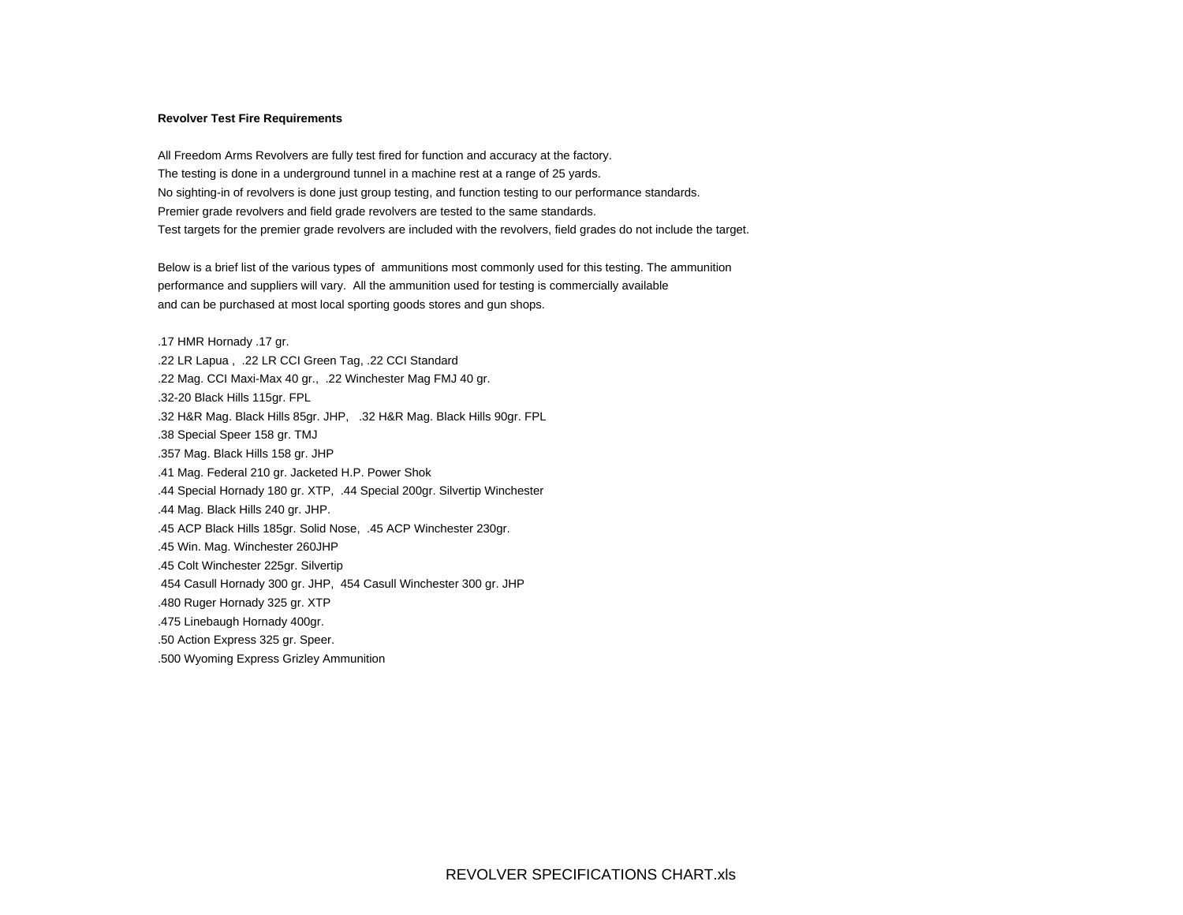**Revolver Test Fire Requirements**

All Freedom Arms Revolvers are fully test fired for function and accuracy at the factory.
The testing is done in a underground tunnel in a machine rest at a range of 25 yards.
No sighting-in of revolvers is done just group testing, and function testing to our performance standards.
Premier grade revolvers and field grade revolvers are tested to the same standards.
Test targets for the premier grade revolvers are included with the revolvers, field grades do not include the target.

Below is a brief list of the various types of ammunitions most commonly used for this testing. The ammunition performance and suppliers will vary. All the ammunition used for testing is commercially available and can be purchased at most local sporting goods stores and gun shops.

.17 HMR Hornady .17 gr.
.22 LR Lapua , .22 LR CCI Green Tag, .22 CCI Standard
.22 Mag. CCI Maxi-Max 40 gr., .22 Winchester Mag FMJ 40 gr.
.32-20 Black Hills 115gr. FPL
.32 H&R Mag. Black Hills 85gr. JHP, .32 H&R Mag. Black Hills 90gr. FPL
.38 Special Speer 158 gr. TMJ
.357 Mag. Black Hills 158 gr. JHP
.41 Mag. Federal 210 gr. Jacketed H.P. Power Shok
.44 Special Hornady 180 gr. XTP, .44 Special 200gr. Silvertip Winchester
.44 Mag. Black Hills 240 gr. JHP.
.45 ACP Black Hills 185gr. Solid Nose, .45 ACP Winchester 230gr.
.45 Win. Mag. Winchester 260JHP
.45 Colt Winchester 225gr. Silvertip
454 Casull Hornady 300 gr. JHP, 454 Casull Winchester 300 gr. JHP
.480 Ruger Hornady 325 gr. XTP
.475 Linebaugh Hornady 400gr.
.50 Action Express 325 gr. Speer.
.500 Wyoming Express Grizley Ammunition